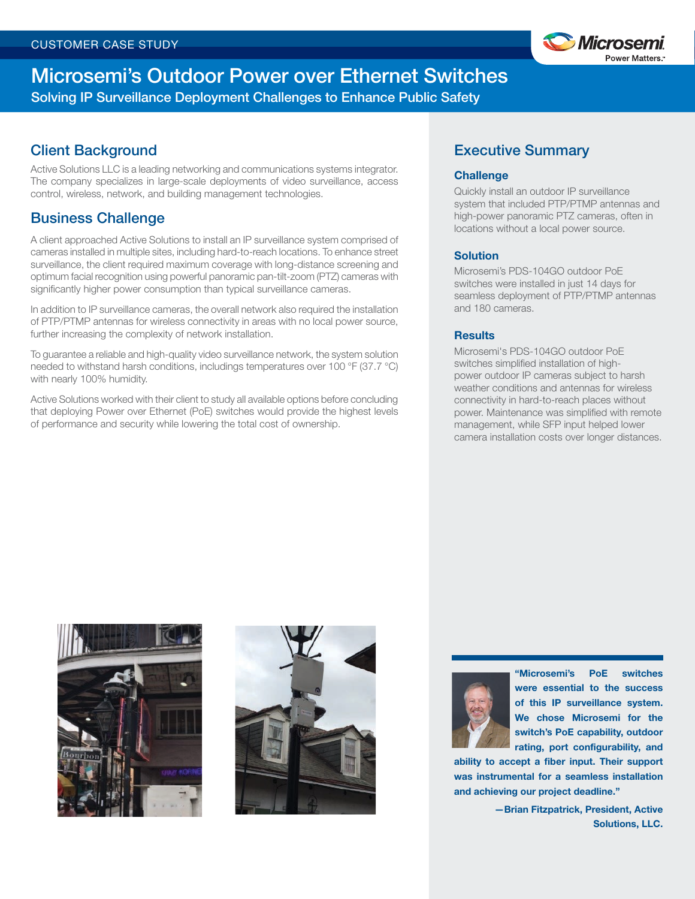CUSTOMER CASE STUDY

# Microsemi's Outdoor Power over Ethernet Switches

Solving IP Surveillance Deployment Challenges to Enhance Public Safety

## Client Background

Active Solutions LLC is a leading networking and communications systems integrator. The company specializes in large-scale deployments of video surveillance, access control, wireless, network, and building management technologies.

## Business Challenge

A client approached Active Solutions to install an IP surveillance system comprised of cameras installed in multiple sites, including hard-to-reach locations. To enhance street surveillance, the client required maximum coverage with long-distance screening and optimum facial recognition using powerful panoramic pan-tilt-zoom (PTZ) cameras with significantly higher power consumption than typical surveillance cameras.

In addition to IP surveillance cameras, the overall network also required the installation of PTP/PTMP antennas for wireless connectivity in areas with no local power source, further increasing the complexity of network installation.

To guarantee a reliable and high-quality video surveillance network, the system solution needed to withstand harsh conditions, includings temperatures over 100 °F (37.7 °C) with nearly 100% humidity.

Active Solutions worked with their client to study all available options before concluding that deploying Power over Ethernet (PoE) switches would provide the highest levels of performance and security while lowering the total cost of ownership.

## Executive Summary

### Challenge

Quickly install an outdoor IP surveillance system that included PTP/PTMP antennas and high-power panoramic PTZ cameras, often in locations without a local power source.

### Solution

Microsemi's PDS-104GO outdoor PoE switches were installed in just 14 days for seamless deployment of PTP/PTMP antennas and 180 cameras.

### Results

Microsemi's PDS-104GO outdoor PoE switches simplified installation of high-power outdoor IP cameras subject to harsh weather conditions and antennas for wireless connectivity in hard-to-reach places without power. Maintenance was simplified with remote management, while SFP input helped lower camera installation costs over longer distances.

**"Microsemi's PoE switches were essential to the success of this IP surveillance system. We chose Microsemi for the switch's PoE capability, outdoor rating, port configurability, and ability to accept a fiber input. Their support was instrumental for a seamless installation and achieving our project deadline."**

**—Brian Fitzpatrick, President, Active Solutions, LLC.**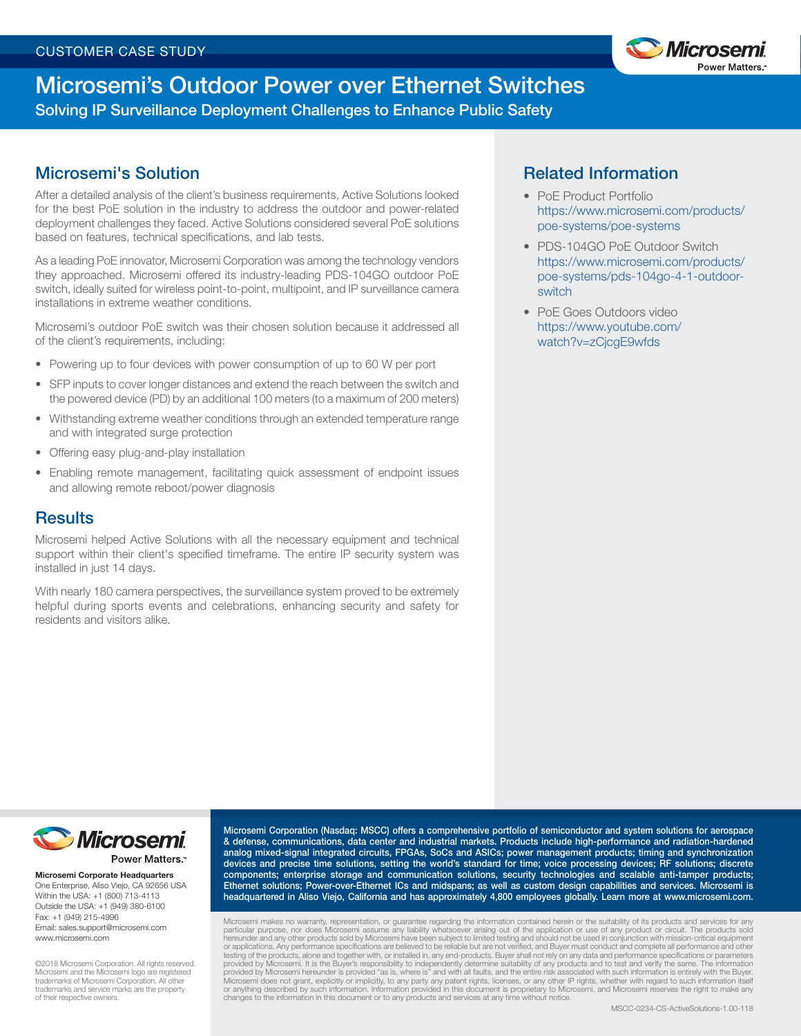CUSTOMER CASE STUDY

# Microsemi's Outdoor Power over Ethernet Switches

Solving IP Surveillance Deployment Challenges to Enhance Public Safety

## Microsemi's Solution

After a detailed analysis of the client's business requirements, Active Solutions looked for the best PoE solution in the industry to address the outdoor and power-related deployment challenges they faced. Active Solutions considered several PoE solutions based on features, technical specifications, and lab tests.

As a leading PoE innovator, Microsemi Corporation was among the technology vendors they approached. Microsemi offered its industry-leading PDS-104GO outdoor PoE switch, ideally suited for wireless point-to-point, multipoint, and IP surveillance camera installations in extreme weather conditions.

Microsemi's outdoor PoE switch was their chosen solution because it addressed all of the client's requirements, including:

- Powering up to four devices with power consumption of up to 60 W per port
- SFP inputs to cover longer distances and extend the reach between the switch and the powered device (PD) by an additional 100 meters (to a maximum of 200 meters)
- Withstanding extreme weather conditions through an extended temperature range and with integrated surge protection
- Offering easy plug-and-play installation
- Enabling remote management, facilitating quick assessment of endpoint issues and allowing remote reboot/power diagnosis

## Results

Microsemi helped Active Solutions with all the necessary equipment and technical support within their client's specified timeframe. The entire IP security system was installed in just 14 days.

With nearly 180 camera perspectives, the surveillance system proved to be extremely helpful during sports events and celebrations, enhancing security and safety for residents and visitors alike.

## Related Information

- PoE Product Portfolio
  https://www.microsemi.com/products/poe-systems/poe-systems
- PDS-104GO PoE Outdoor Switch
  https://www.microsemi.com/products/poe-systems/pds-104go-4-1-outdoor-switch
- PoE Goes Outdoors video
  https://www.youtube.com/watch?v=zCjcgE9wfds

Microsemi Power Matters.™

**Microsemi Corporate Headquarters**
One Enterprise, Aliso Viejo, CA 92656 USA
Within the USA: +1 (800) 713-4113
Outside the USA: +1 (949) 380-6100
Fax: +1 (949) 215-4996
Email: sales.support@microsemi.com
www.microsemi.com

©2018 Microsemi Corporation. All rights reserved. Microsemi and the Microsemi logo are registered trademarks of Microsemi Corporation. All other trademarks and service marks are the property of their respective owners.

**Microsemi Corporation (Nasdaq: MSCC) offers a comprehensive portfolio of semiconductor and system solutions for aerospace & defense, communications, data center and industrial markets. Products include high-performance and radiation-hardened analog mixed-signal integrated circuits, FPGAs, SoCs and ASICs; power management products; timing and synchronization devices and precise time solutions, setting the world's standard for time; voice processing devices; RF solutions; discrete components; enterprise storage and communication solutions, security technologies and scalable anti-tamper products; Ethernet solutions; Power-over-Ethernet ICs and midspans; as well as custom design capabilities and services. Microsemi is headquartered in Aliso Viejo, California and has approximately 4,800 employees globally. Learn more at www.microsemi.com.**

Microsemi makes no warranty, representation, or guarantee regarding the information contained herein or the suitability of its products and services for any particular purpose, nor does Microsemi assume any liability whatsoever arising out of the application or use of any product or circuit. The products sold hereunder and any other products sold by Microsemi have been subject to limited testing and should not be used in conjunction with mission-critical equipment or applications. Any performance specifications are believed to be reliable but are not verified, and Buyer must conduct and complete all performance and other testing of the products, alone and together with, or installed in, any end-products. Buyer shall not rely on any data and performance specifications or parameters provided by Microsemi. It is the Buyer's responsibility to independently determine suitability of any products and to test and verify the same. The information provided by Microsemi hereunder is provided "as is, where is" and with all faults, and the entire risk associated with such information is entirely with the Buyer. Microsemi does not grant, explicitly or implicitly, to any party any patent rights, licenses, or any other IP rights, whether with regard to such information itself or anything described by such information. Information provided in this document is proprietary to Microsemi, and Microsemi reserves the right to make any changes to the information in this document or to any products and services at any time without notice.

MSCC-0234-CS-ActiveSolutions-1.00-118